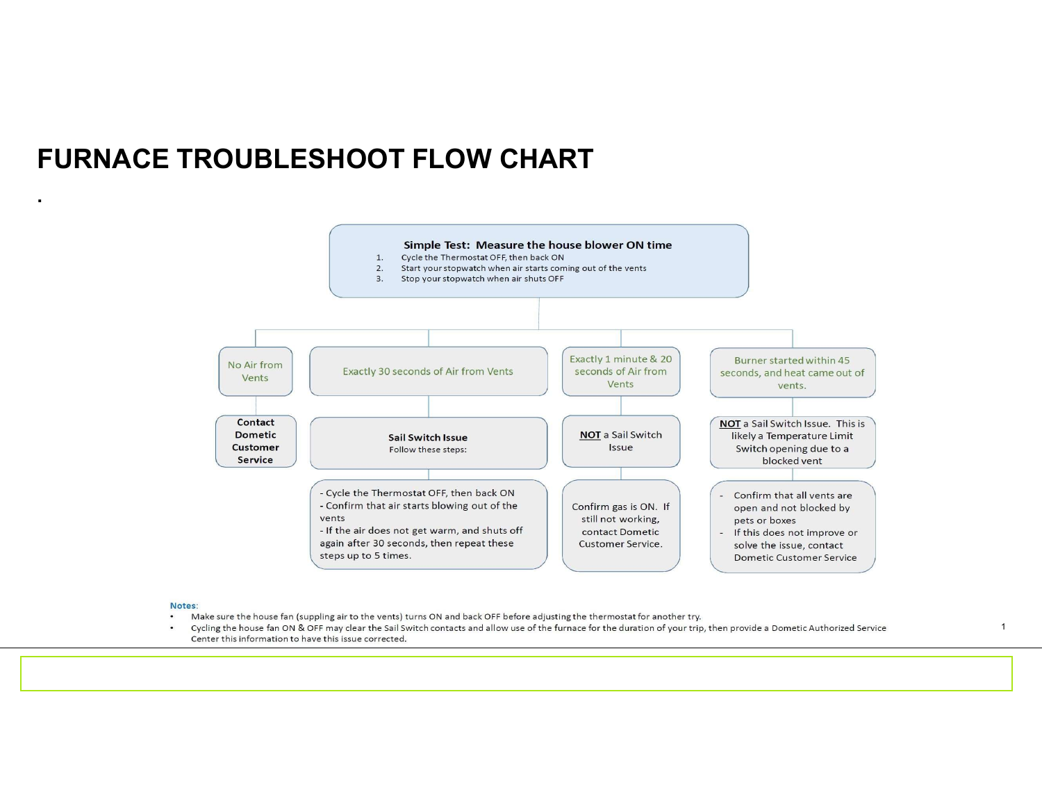# FURNACE TROUBLESHOOT FLOW CHART

.

**Simple Test: Measure the house blower ON time**

1. Cycle the Thermostat OFF, then back ON
2. Start your stopwatch when air starts coming out of the vents
3. Stop your stopwatch when air shuts OFF

**No Air from Vents**

- **Contact Dometic Customer Service**

**Exactly 30 seconds of Air from Vents**

- **Sail Switch Issue**
  Follow these steps:
  - Cycle the Thermostat OFF, then back ON
  - Confirm that air starts blowing out of the vents
  - If the air does not get warm, and shuts off again after 30 seconds, then repeat these steps up to 5 times.

**Exactly 1 minute & 20 seconds of Air from Vents**

- **NOT** a Sail Switch Issue
  - Confirm gas is ON. If still not working, contact Dometic Customer Service.

**Burner started within 45 seconds, and heat came out of vents.**

- **NOT** a Sail Switch Issue. This is likely a Temperature Limit Switch opening due to a blocked vent
  - Confirm that all vents are open and not blocked by pets or boxes
  - If this does not improve or solve the issue, contact Dometic Customer Service

**Notes:**

- Make sure the house fan (suppling air to the vents) turns ON and back OFF before adjusting the thermostat for another try.
- Cycling the house fan ON & OFF may clear the Sail Switch contacts and allow use of the furnace for the duration of your trip, then provide a Dometic Authorized Service Center this information to have this issue corrected.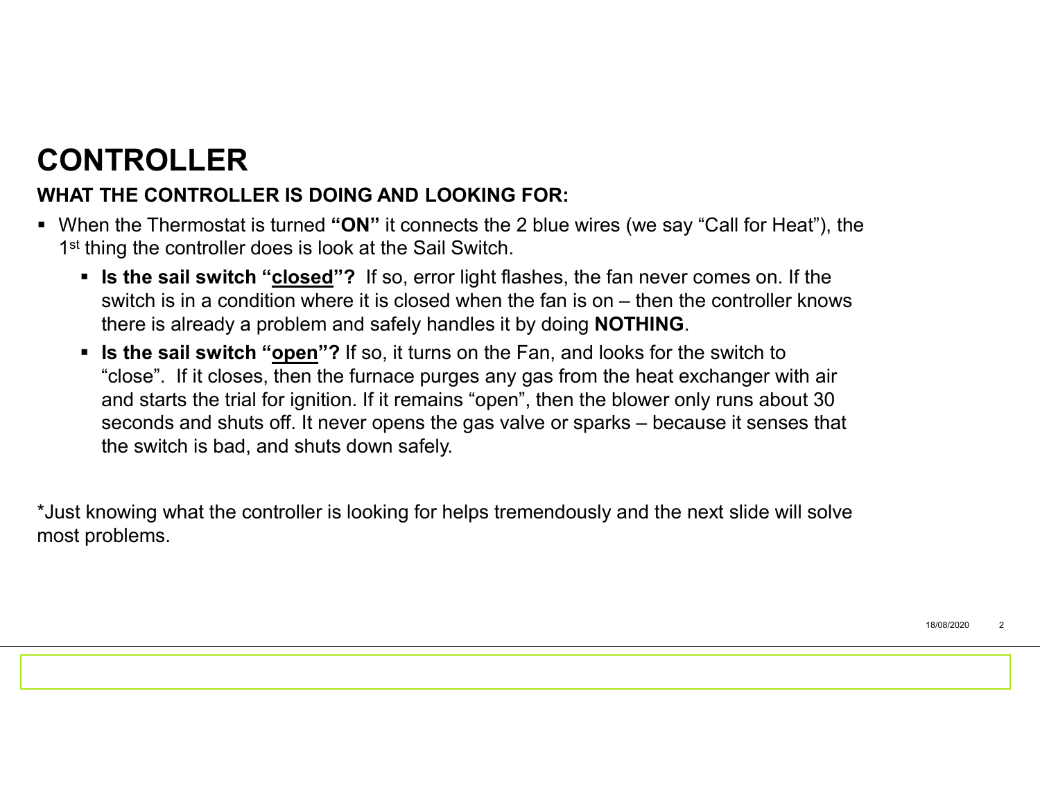# CONTROLLER

### WHAT THE CONTROLLER IS DOING AND LOOKING FOR:

- When the Thermostat is turned **"ON"** it connects the 2 blue wires (we say "Call for Heat"), the 1st thing the controller does is look at the Sail Switch.
  - **Is the sail switch "<u>closed</u>"?** If so, error light flashes, the fan never comes on. If the switch is in a condition where it is closed when the fan is on – then the controller knows there is already a problem and safely handles it by doing **NOTHING**.
  - **Is the sail switch "<u>open</u>"?** If so, it turns on the Fan, and looks for the switch to "close". If it closes, then the furnace purges any gas from the heat exchanger with air and starts the trial for ignition. If it remains "open", then the blower only runs about 30 seconds and shuts off. It never opens the gas valve or sparks – because it senses that the switch is bad, and shuts down safely.

*Just knowing what the controller is looking for helps tremendously and the next slide will solve most problems.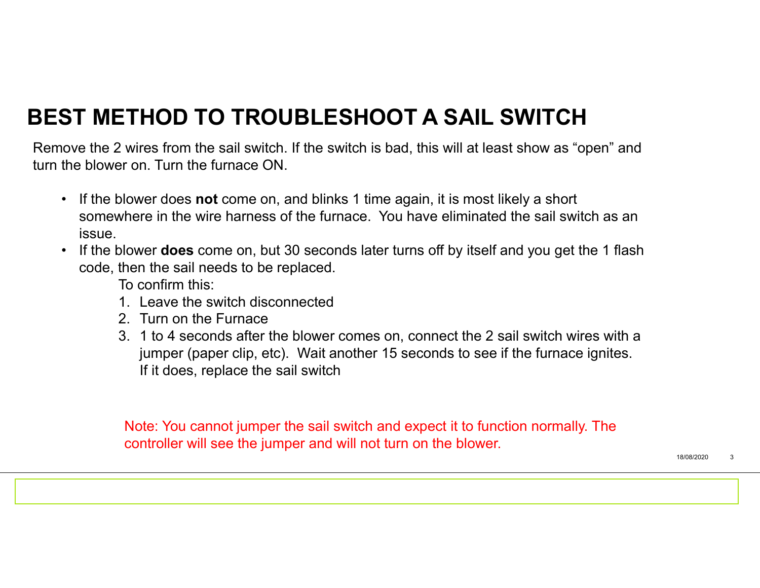# BEST METHOD TO TROUBLESHOOT A SAIL SWITCH

Remove the 2 wires from the sail switch. If the switch is bad, this will at least show as "open" and turn the blower on. Turn the furnace ON.

- If the blower does **not** come on, and blinks 1 time again, it is most likely a short somewhere in the wire harness of the furnace. You have eliminated the sail switch as an issue.
- If the blower **does** come on, but 30 seconds later turns off by itself and you get the 1 flash code, then the sail needs to be replaced.

  To confirm this:

  1. Leave the switch disconnected
  2. Turn on the Furnace
  3. 1 to 4 seconds after the blower comes on, connect the 2 sail switch wires with a jumper (paper clip, etc). Wait another 15 seconds to see if the furnace ignites. If it does, replace the sail switch

Note: You cannot jumper the sail switch and expect it to function normally. The controller will see the jumper and will not turn on the blower.